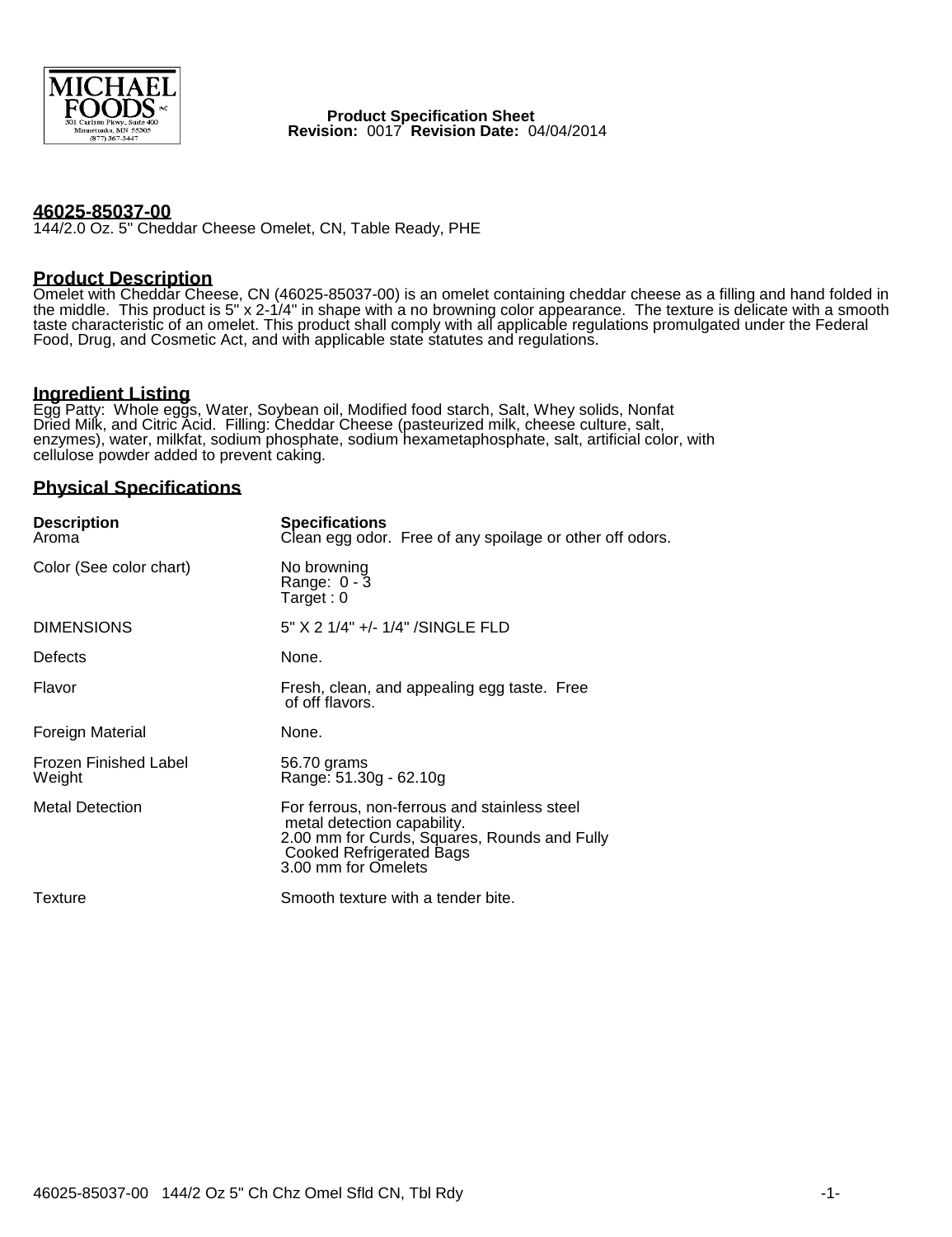Product Specification Sheet
**Revision:** 0017 **Revision Date:** 04/04/2014

## 46025-85037-00

144/2.0 Oz. 5" Cheddar Cheese Omelet, CN, Table Ready, PHE

## Product Description

Omelet with Cheddar Cheese, CN (46025-85037-00) is an omelet containing cheddar cheese as a filling and hand folded in the middle. This product is 5" x 2-1/4" in shape with a no browning color appearance. The texture is delicate with a smooth taste characteristic of an omelet. This product shall comply with all applicable regulations promulgated under the Federal Food, Drug, and Cosmetic Act, and with applicable state statutes and regulations.

## Ingredient Listing

Egg Patty: Whole eggs, Water, Soybean oil, Modified food starch, Salt, Whey solids, Nonfat Dried Milk, and Citric Acid. Filling: Cheddar Cheese (pasteurized milk, cheese culture, salt, enzymes), water, milkfat, sodium phosphate, sodium hexametaphosphate, salt, artificial color, with cellulose powder added to prevent caking.

## Physical Specifications

| Description | Specifications |
|---|---|
| Aroma | Clean egg odor. Free of any spoilage or other off odors. |
| Color (See color chart) | No browning<br>Range: 0 - 3<br>Target : 0 |
| DIMENSIONS | 5" X 2 1/4" +/- 1/4" /SINGLE FLD |
| Defects | None. |
| Flavor | Fresh, clean, and appealing egg taste. Free of off flavors. |
| Foreign Material | None. |
| Frozen Finished Label Weight | 56.70 grams<br>Range: 51.30g - 62.10g |
| Metal Detection | For ferrous, non-ferrous and stainless steel metal detection capability.<br>2.00 mm for Curds, Squares, Rounds and Fully Cooked Refrigerated Bags<br>3.00 mm for Omelets |
| Texture | Smooth texture with a tender bite. |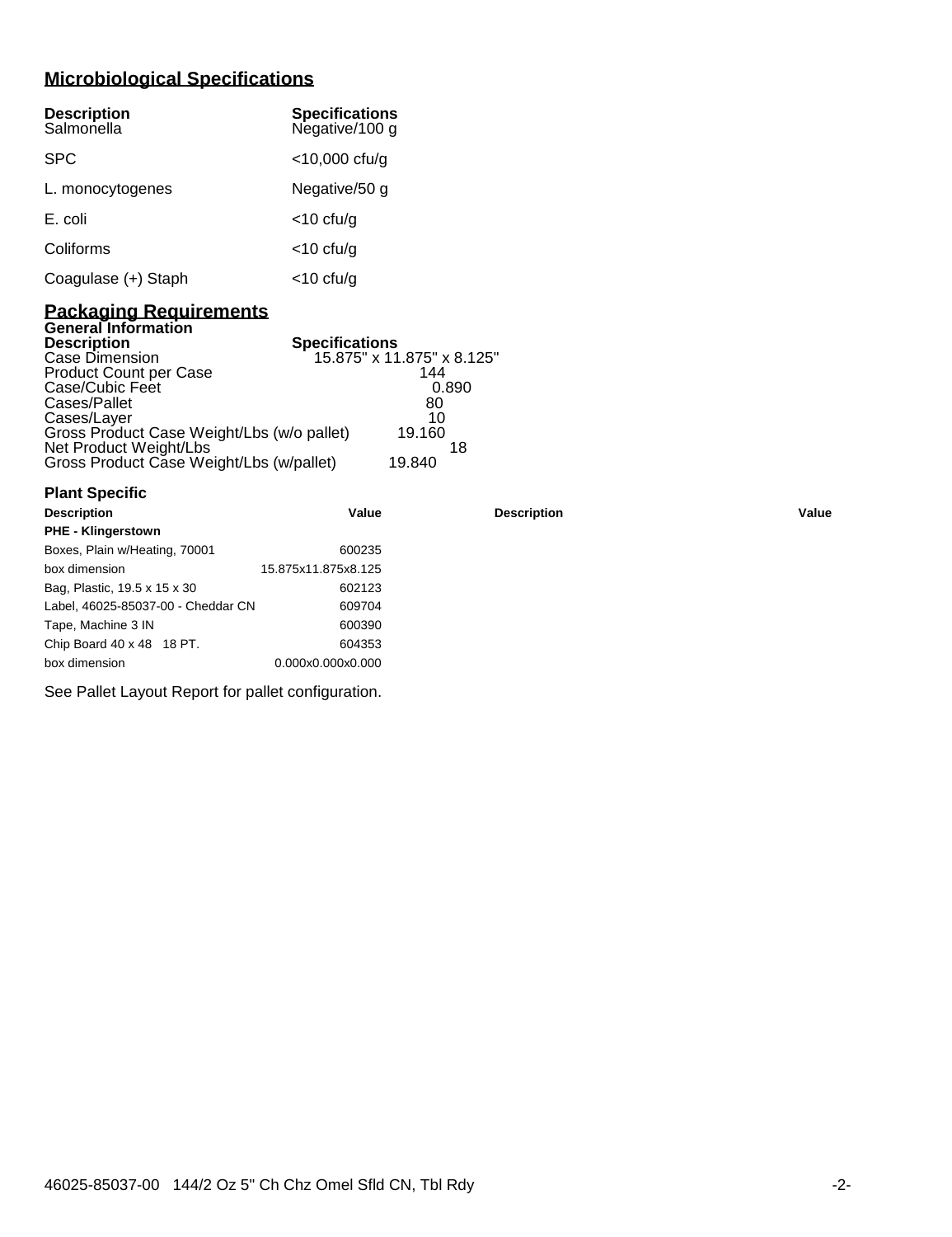## Microbiological Specifications

| Description | Specifications |
|---|---|
| Salmonella | Negative/100 g |
| SPC | <10,000 cfu/g |
| L. monocytogenes | Negative/50 g |
| E. coli | <10 cfu/g |
| Coliforms | <10 cfu/g |
| Coagulase (+) Staph | <10 cfu/g |

## Packaging Requirements

### General Information

| Description | Specifications |
|---|---|
| Case Dimension | 15.875" x 11.875" x 8.125" |
| Product Count per Case | 144 |
| Case/Cubic Feet | 0.890 |
| Cases/Pallet | 80 |
| Cases/Layer | 10 |
| Gross Product Case Weight/Lbs (w/o pallet) | 19.160 |
| Net Product Weight/Lbs | 18 |
| Gross Product Case Weight/Lbs (w/pallet) | 19.840 |

### Plant Specific

| Description | Value | Description | Value |
|---|---|---|---|
| **PHE - Klingerstown** | | | |
| Boxes, Plain w/Heating, 70001 | 600235 | | |
| box dimension | 15.875x11.875x8.125 | | |
| Bag, Plastic, 19.5 x 15 x 30 | 602123 | | |
| Label, 46025-85037-00 - Cheddar CN | 609704 | | |
| Tape, Machine 3 IN | 600390 | | |
| Chip Board 40 x 48 18 PT. | 604353 | | |
| box dimension | 0.000x0.000x0.000 | | |

See Pallet Layout Report for pallet configuration.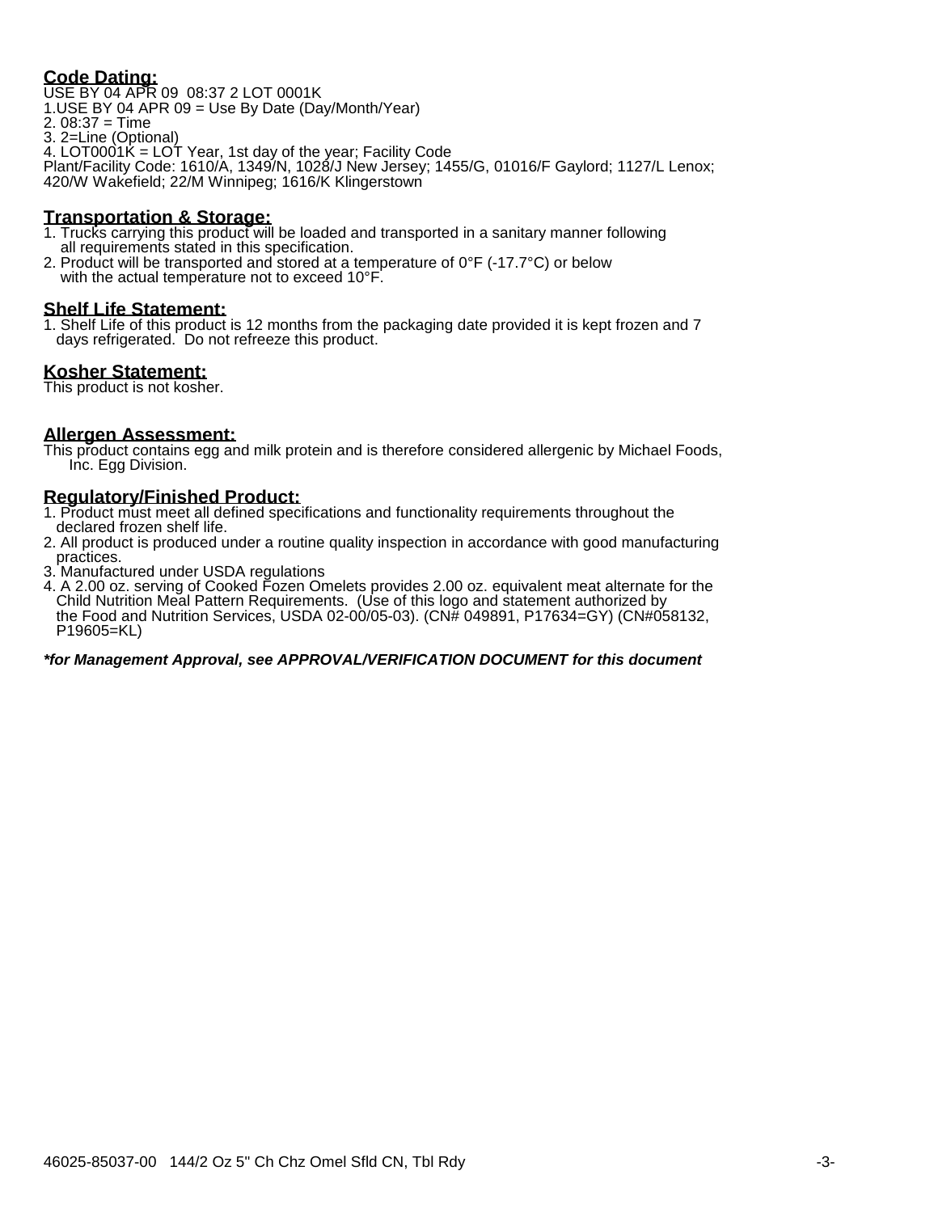**Code Dating:**

USE BY 04 APR 09 08:37 2 LOT 0001K

1.USE BY 04 APR 09 = Use By Date (Day/Month/Year)

2. 08:37 = Time

3. 2=Line (Optional)

4. LOT0001K = LOT Year, 1st day of the year; Facility Code

Plant/Facility Code: 1610/A, 1349/N, 1028/J New Jersey; 1455/G, 01016/F Gaylord; 1127/L Lenox; 420/W Wakefield; 22/M Winnipeg; 1616/K Klingerstown

**Transportation & Storage:**

1. Trucks carrying this product will be loaded and transported in a sanitary manner following all requirements stated in this specification.
2. Product will be transported and stored at a temperature of 0°F (-17.7°C) or below with the actual temperature not to exceed 10°F.

**Shelf Life Statement:**

1. Shelf Life of this product is 12 months from the packaging date provided it is kept frozen and 7 days refrigerated. Do not refreeze this product.

**Kosher Statement:**

This product is not kosher.

**Allergen Assessment:**

This product contains egg and milk protein and is therefore considered allergenic by Michael Foods, Inc. Egg Division.

**Regulatory/Finished Product:**

1. Product must meet all defined specifications and functionality requirements throughout the declared frozen shelf life.
2. All product is produced under a routine quality inspection in accordance with good manufacturing practices.
3. Manufactured under USDA regulations
4. A 2.00 oz. serving of Cooked Fozen Omelets provides 2.00 oz. equivalent meat alternate for the Child Nutrition Meal Pattern Requirements. (Use of this logo and statement authorized by the Food and Nutrition Services, USDA 02-00/05-03). (CN# 049891, P17634=GY) (CN#058132, P19605=KL)

***for Management Approval, see APPROVAL/VERIFICATION DOCUMENT for this document**

46025-85037-00 144/2 Oz 5" Ch Chz Omel Sfld CN, Tbl Rdy